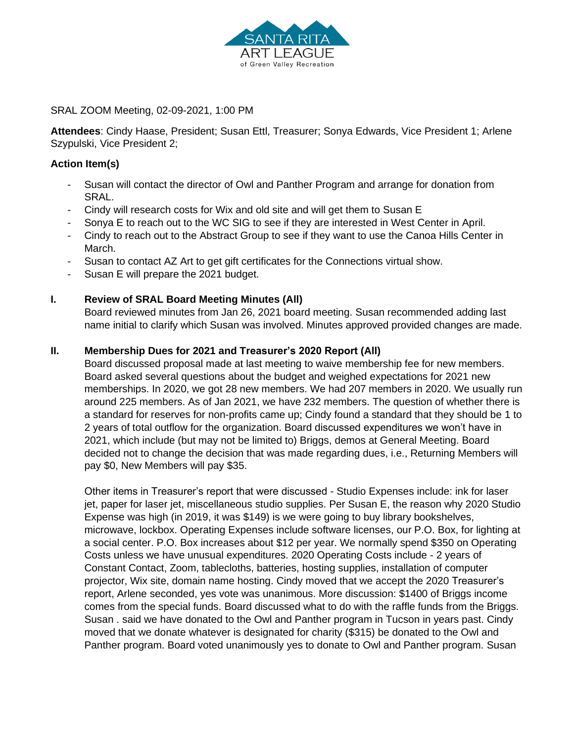SANTA RITA ART LEAGUE of Green Valley Recreation

SRAL ZOOM Meeting, 02-09-2021, 1:00 PM

**Attendees**: Cindy Haase, President; Susan Ettl, Treasurer; Sonya Edwards, Vice President 1; Arlene Szypulski, Vice President 2;

**Action Item(s)**

- Susan will contact the director of Owl and Panther Program and arrange for donation from SRAL.
- Cindy will research costs for Wix and old site and will get them to Susan E
- Sonya E to reach out to the WC SIG to see if they are interested in West Center in April.
- Cindy to reach out to the Abstract Group to see if they want to use the Canoa Hills Center in March.
- Susan to contact AZ Art to get gift certificates for the Connections virtual show.
- Susan E will prepare the 2021 budget.

**I. Review of SRAL Board Meeting Minutes (All)**

Board reviewed minutes from Jan 26, 2021 board meeting. Susan recommended adding last name initial to clarify which Susan was involved. Minutes approved provided changes are made.

**II. Membership Dues for 2021 and Treasurer's 2020 Report (All)**

Board discussed proposal made at last meeting to waive membership fee for new members. Board asked several questions about the budget and weighed expectations for 2021 new memberships. In 2020, we got 28 new members. We had 207 members in 2020. We usually run around 225 members. As of Jan 2021, we have 232 members. The question of whether there is a standard for reserves for non-profits came up; Cindy found a standard that they should be 1 to 2 years of total outflow for the organization. Board discussed expenditures we won't have in 2021, which include (but may not be limited to) Briggs, demos at General Meeting. Board decided not to change the decision that was made regarding dues, i.e., Returning Members will pay $0, New Members will pay $35.

Other items in Treasurer's report that were discussed - Studio Expenses include: ink for laser jet, paper for laser jet, miscellaneous studio supplies. Per Susan E, the reason why 2020 Studio Expense was high (in 2019, it was $149) is we were going to buy library bookshelves, microwave, lockbox. Operating Expenses include software licenses, our P.O. Box, for lighting at a social center. P.O. Box increases about $12 per year. We normally spend $350 on Operating Costs unless we have unusual expenditures. 2020 Operating Costs include - 2 years of Constant Contact, Zoom, tablecloths, batteries, hosting supplies, installation of computer projector, Wix site, domain name hosting. Cindy moved that we accept the 2020 Treasurer's report, Arlene seconded, yes vote was unanimous. More discussion: $1400 of Briggs income comes from the special funds. Board discussed what to do with the raffle funds from the Briggs. Susan . said we have donated to the Owl and Panther program in Tucson in years past. Cindy moved that we donate whatever is designated for charity ($315) be donated to the Owl and Panther program. Board voted unanimously yes to donate to Owl and Panther program. Susan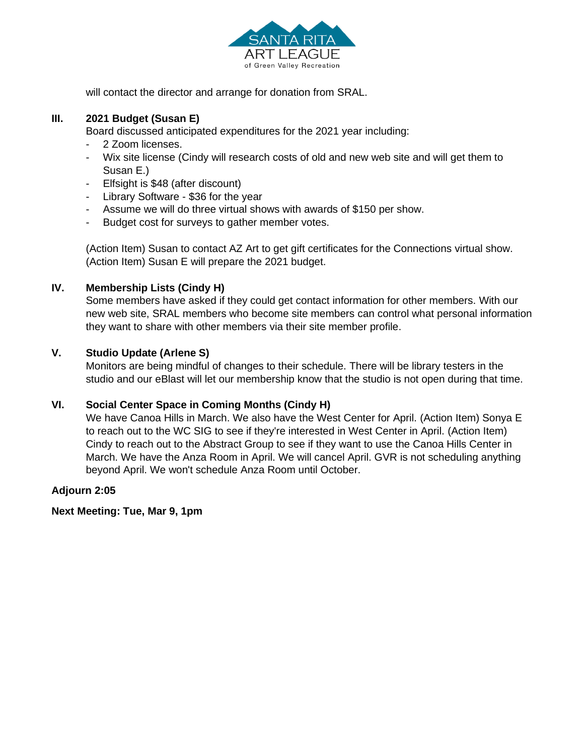will contact the director and arrange for donation from SRAL.

**III. 2021 Budget (Susan E)**

Board discussed anticipated expenditures for the 2021 year including:

- 2 Zoom licenses.
- Wix site license (Cindy will research costs of old and new web site and will get them to Susan E.)
- Elfsight is $48 (after discount)
- Library Software - $36 for the year
- Assume we will do three virtual shows with awards of $150 per show.
- Budget cost for surveys to gather member votes.

(Action Item) Susan to contact AZ Art to get gift certificates for the Connections virtual show.
(Action Item) Susan E will prepare the 2021 budget.

**IV. Membership Lists (Cindy H)**

Some members have asked if they could get contact information for other members. With our new web site, SRAL members who become site members can control what personal information they want to share with other members via their site member profile.

**V. Studio Update (Arlene S)**

Monitors are being mindful of changes to their schedule. There will be library testers in the studio and our eBlast will let our membership know that the studio is not open during that time.

**VI. Social Center Space in Coming Months (Cindy H)**

We have Canoa Hills in March. We also have the West Center for April. (Action Item) Sonya E to reach out to the WC SIG to see if they're interested in West Center in April. (Action Item) Cindy to reach out to the Abstract Group to see if they want to use the Canoa Hills Center in March. We have the Anza Room in April. We will cancel April. GVR is not scheduling anything beyond April. We won't schedule Anza Room until October.

**Adjourn 2:05**

**Next Meeting: Tue, Mar 9, 1pm**